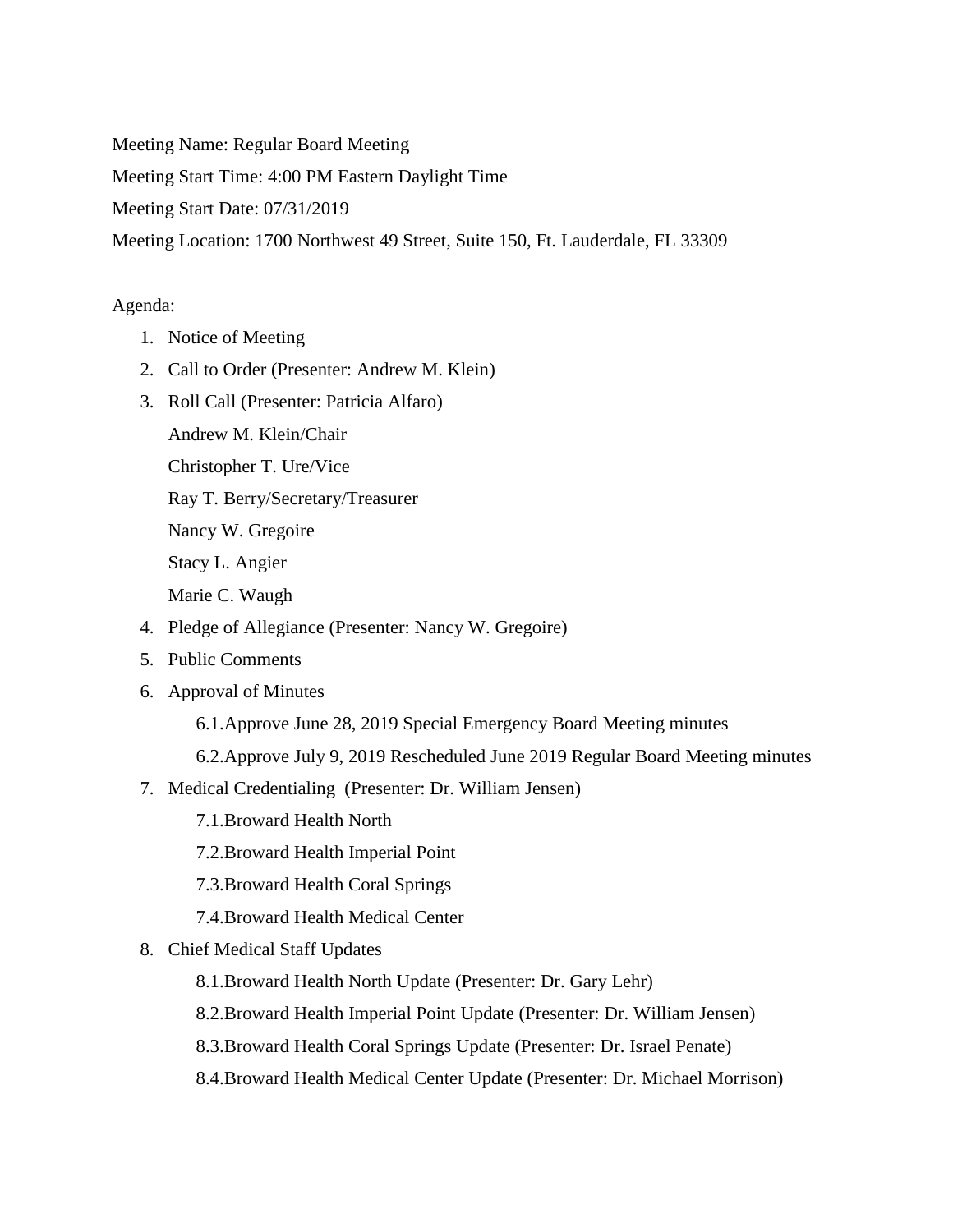Meeting Name: Regular Board Meeting

Meeting Start Time: 4:00 PM Eastern Daylight Time

Meeting Start Date: 07/31/2019

Meeting Location: 1700 Northwest 49 Street, Suite 150, Ft. Lauderdale, FL 33309

Agenda:

1. Notice of Meeting
2. Call to Order (Presenter: Andrew M. Klein)
3. Roll Call (Presenter: Patricia Alfaro)

   Andrew M. Klein/Chair

   Christopher T. Ure/Vice

   Ray T. Berry/Secretary/Treasurer

   Nancy W. Gregoire

   Stacy L. Angier

   Marie C. Waugh
4. Pledge of Allegiance (Presenter: Nancy W. Gregoire)
5. Public Comments
6. Approval of Minutes
   - 6.1. Approve June 28, 2019 Special Emergency Board Meeting minutes
   - 6.2. Approve July 9, 2019 Rescheduled June 2019 Regular Board Meeting minutes
7. Medical Credentialing (Presenter: Dr. William Jensen)
   - 7.1. Broward Health North
   - 7.2. Broward Health Imperial Point
   - 7.3. Broward Health Coral Springs
   - 7.4. Broward Health Medical Center
8. Chief Medical Staff Updates
   - 8.1. Broward Health North Update (Presenter: Dr. Gary Lehr)
   - 8.2. Broward Health Imperial Point Update (Presenter: Dr. William Jensen)
   - 8.3. Broward Health Coral Springs Update (Presenter: Dr. Israel Penate)
   - 8.4. Broward Health Medical Center Update (Presenter: Dr. Michael Morrison)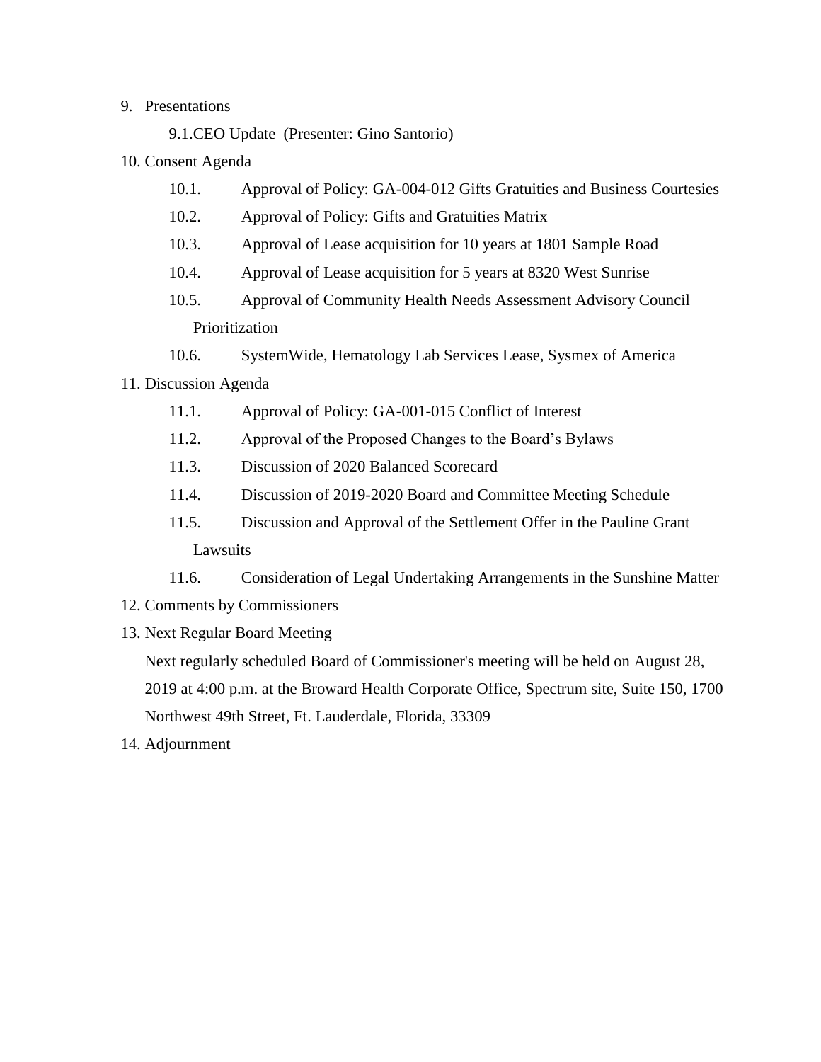9. Presentations

    9.1. CEO Update (Presenter: Gino Santorio)

10. Consent Agenda

    10.1. Approval of Policy: GA-004-012 Gifts Gratuities and Business Courtesies

    10.2. Approval of Policy: Gifts and Gratuities Matrix

    10.3. Approval of Lease acquisition for 10 years at 1801 Sample Road

    10.4. Approval of Lease acquisition for 5 years at 8320 West Sunrise

    10.5. Approval of Community Health Needs Assessment Advisory Council Prioritization

    10.6. SystemWide, Hematology Lab Services Lease, Sysmex of America

11. Discussion Agenda

    11.1. Approval of Policy: GA-001-015 Conflict of Interest

    11.2. Approval of the Proposed Changes to the Board's Bylaws

    11.3. Discussion of 2020 Balanced Scorecard

    11.4. Discussion of 2019-2020 Board and Committee Meeting Schedule

    11.5. Discussion and Approval of the Settlement Offer in the Pauline Grant Lawsuits

    11.6. Consideration of Legal Undertaking Arrangements in the Sunshine Matter

12. Comments by Commissioners

13. Next Regular Board Meeting

    Next regularly scheduled Board of Commissioner's meeting will be held on August 28, 2019 at 4:00 p.m. at the Broward Health Corporate Office, Spectrum site, Suite 150, 1700 Northwest 49th Street, Ft. Lauderdale, Florida, 33309

14. Adjournment